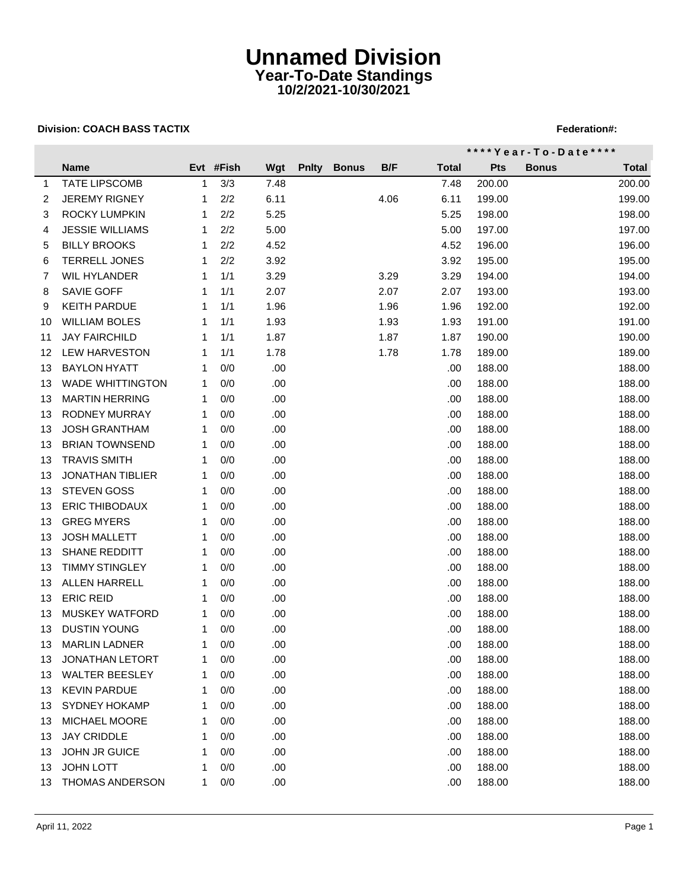# Unnamed Division

## Year-To-Date Standings

### 10/2/2021-10/30/2021

**Division: COACH BASS TACTIX** **Federation#:**

| | | | | | | | | | \*\*\*\*Year-To-Date\*\*\*\* | | |
|---|---|---|---|---|---|---|---|---|---|---|---|
| | **Name** | **Evt** | **#Fish** | **Wgt** | **Pnlty** | **Bonus** | **B/F** | **Total** | **Pts** | **Bonus** | **Total** |
| 1 | TATE LIPSCOMB | 1 | 3/3 | 7.48 | | | | 7.48 | 200.00 | | 200.00 |
| 2 | JEREMY RIGNEY | 1 | 2/2 | 6.11 | | | 4.06 | 6.11 | 199.00 | | 199.00 |
| 3 | ROCKY LUMPKIN | 1 | 2/2 | 5.25 | | | | 5.25 | 198.00 | | 198.00 |
| 4 | JESSIE WILLIAMS | 1 | 2/2 | 5.00 | | | | 5.00 | 197.00 | | 197.00 |
| 5 | BILLY BROOKS | 1 | 2/2 | 4.52 | | | | 4.52 | 196.00 | | 196.00 |
| 6 | TERRELL JONES | 1 | 2/2 | 3.92 | | | | 3.92 | 195.00 | | 195.00 |
| 7 | WIL HYLANDER | 1 | 1/1 | 3.29 | | | 3.29 | 3.29 | 194.00 | | 194.00 |
| 8 | SAVIE GOFF | 1 | 1/1 | 2.07 | | | 2.07 | 2.07 | 193.00 | | 193.00 |
| 9 | KEITH PARDUE | 1 | 1/1 | 1.96 | | | 1.96 | 1.96 | 192.00 | | 192.00 |
| 10 | WILLIAM BOLES | 1 | 1/1 | 1.93 | | | 1.93 | 1.93 | 191.00 | | 191.00 |
| 11 | JAY FAIRCHILD | 1 | 1/1 | 1.87 | | | 1.87 | 1.87 | 190.00 | | 190.00 |
| 12 | LEW HARVESTON | 1 | 1/1 | 1.78 | | | 1.78 | 1.78 | 189.00 | | 189.00 |
| 13 | BAYLON HYATT | 1 | 0/0 | .00 | | | | .00 | 188.00 | | 188.00 |
| 13 | WADE WHITTINGTON | 1 | 0/0 | .00 | | | | .00 | 188.00 | | 188.00 |
| 13 | MARTIN HERRING | 1 | 0/0 | .00 | | | | .00 | 188.00 | | 188.00 |
| 13 | RODNEY MURRAY | 1 | 0/0 | .00 | | | | .00 | 188.00 | | 188.00 |
| 13 | JOSH GRANTHAM | 1 | 0/0 | .00 | | | | .00 | 188.00 | | 188.00 |
| 13 | BRIAN TOWNSEND | 1 | 0/0 | .00 | | | | .00 | 188.00 | | 188.00 |
| 13 | TRAVIS SMITH | 1 | 0/0 | .00 | | | | .00 | 188.00 | | 188.00 |
| 13 | JONATHAN TIBLIER | 1 | 0/0 | .00 | | | | .00 | 188.00 | | 188.00 |
| 13 | STEVEN GOSS | 1 | 0/0 | .00 | | | | .00 | 188.00 | | 188.00 |
| 13 | ERIC THIBODAUX | 1 | 0/0 | .00 | | | | .00 | 188.00 | | 188.00 |
| 13 | GREG MYERS | 1 | 0/0 | .00 | | | | .00 | 188.00 | | 188.00 |
| 13 | JOSH MALLETT | 1 | 0/0 | .00 | | | | .00 | 188.00 | | 188.00 |
| 13 | SHANE REDDITT | 1 | 0/0 | .00 | | | | .00 | 188.00 | | 188.00 |
| 13 | TIMMY STINGLEY | 1 | 0/0 | .00 | | | | .00 | 188.00 | | 188.00 |
| 13 | ALLEN HARRELL | 1 | 0/0 | .00 | | | | .00 | 188.00 | | 188.00 |
| 13 | ERIC REID | 1 | 0/0 | .00 | | | | .00 | 188.00 | | 188.00 |
| 13 | MUSKEY WATFORD | 1 | 0/0 | .00 | | | | .00 | 188.00 | | 188.00 |
| 13 | DUSTIN YOUNG | 1 | 0/0 | .00 | | | | .00 | 188.00 | | 188.00 |
| 13 | MARLIN LADNER | 1 | 0/0 | .00 | | | | .00 | 188.00 | | 188.00 |
| 13 | JONATHAN LETORT | 1 | 0/0 | .00 | | | | .00 | 188.00 | | 188.00 |
| 13 | WALTER BEESLEY | 1 | 0/0 | .00 | | | | .00 | 188.00 | | 188.00 |
| 13 | KEVIN PARDUE | 1 | 0/0 | .00 | | | | .00 | 188.00 | | 188.00 |
| 13 | SYDNEY HOKAMP | 1 | 0/0 | .00 | | | | .00 | 188.00 | | 188.00 |
| 13 | MICHAEL MOORE | 1 | 0/0 | .00 | | | | .00 | 188.00 | | 188.00 |
| 13 | JAY CRIDDLE | 1 | 0/0 | .00 | | | | .00 | 188.00 | | 188.00 |
| 13 | JOHN JR GUICE | 1 | 0/0 | .00 | | | | .00 | 188.00 | | 188.00 |
| 13 | JOHN LOTT | 1 | 0/0 | .00 | | | | .00 | 188.00 | | 188.00 |
| 13 | THOMAS ANDERSON | 1 | 0/0 | .00 | | | | .00 | 188.00 | | 188.00 |

April 11, 2022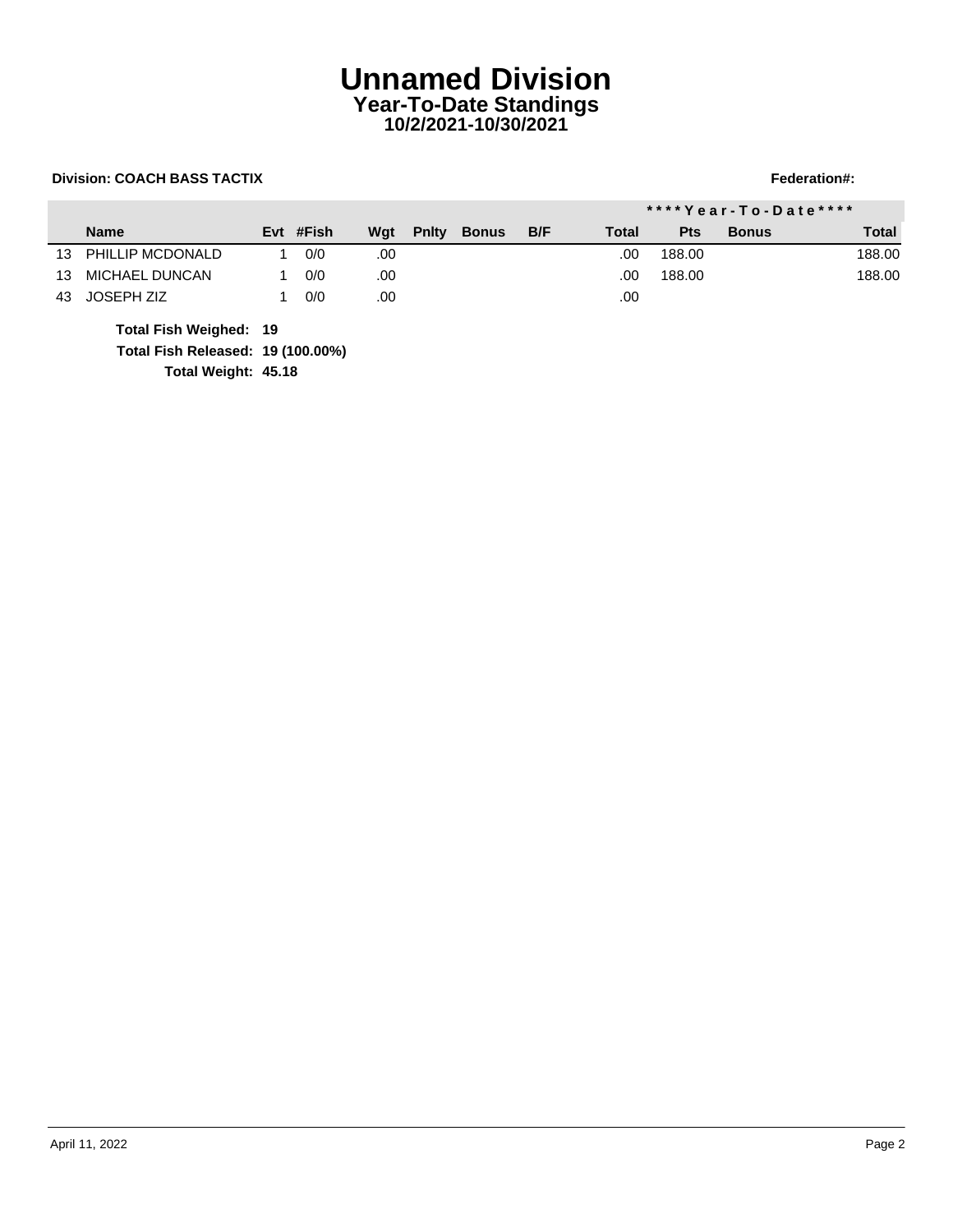# Unnamed Division

## Year-To-Date Standings

### 10/2/2021-10/30/2021

**Division: COACH BASS TACTIX** **Federation#:**

| | | | | | | | | | **** Year-To-Date **** | | |
|---|---|---|---|---|---|---|---|---|---|---|---|
| | **Name** | **Evt** | **#Fish** | **Wgt** | **Pnlty** | **Bonus** | **B/F** | **Total** | **Pts** | **Bonus** | **Total** |
| 13 | PHILLIP MCDONALD | 1 | 0/0 | .00 | | | | .00 | 188.00 | | 188.00 |
| 13 | MICHAEL DUNCAN | 1 | 0/0 | .00 | | | | .00 | 188.00 | | 188.00 |
| 43 | JOSEPH ZIZ | 1 | 0/0 | .00 | | | | .00 | | | |

**Total Fish Weighed: 19**

**Total Fish Released: 19 (100.00%)**

**Total Weight: 45.18**